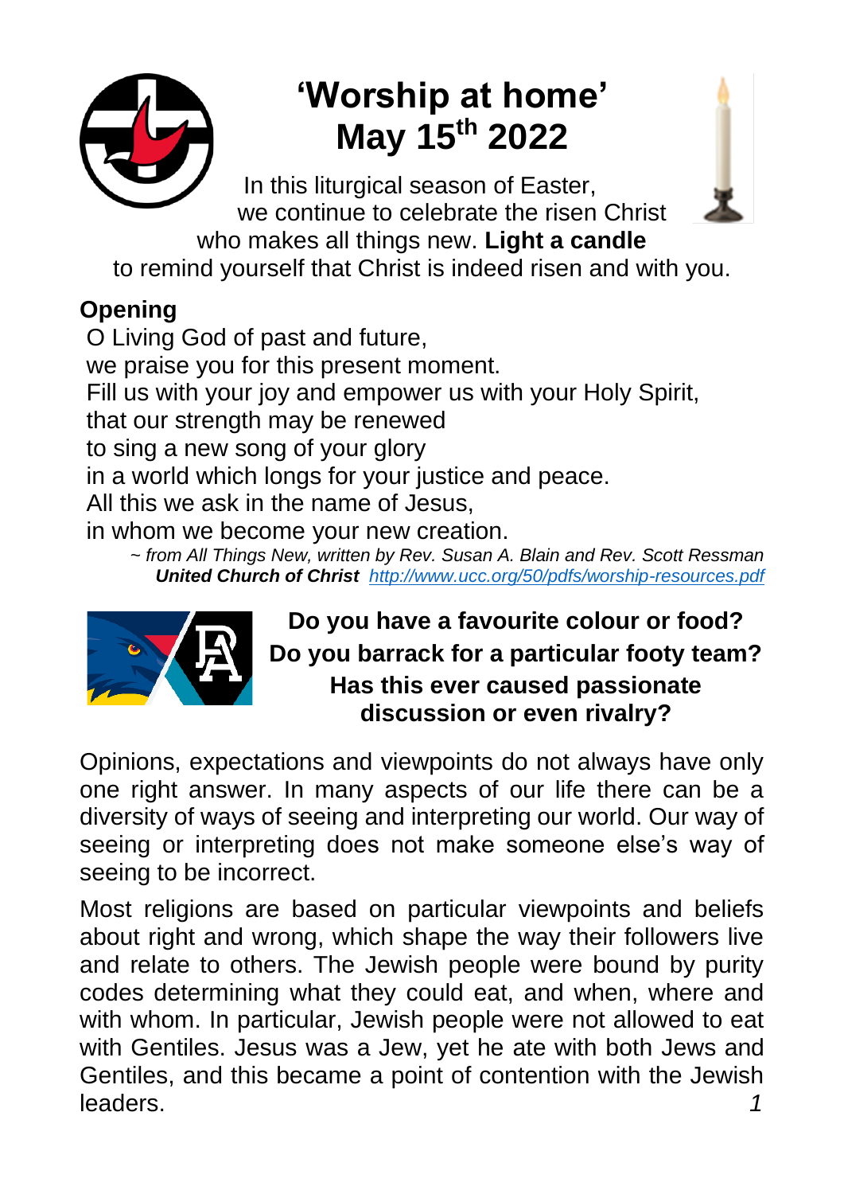# 'Worship at home'
# May 15th 2022

In this liturgical season of Easter,
we continue to celebrate the risen Christ
who makes all things new. **Light a candle**
to remind yourself that Christ is indeed risen and with you.

## Opening

O Living God of past and future,
we praise you for this present moment.
Fill us with your joy and empower us with your Holy Spirit,
that our strength may be renewed
to sing a new song of your glory
in a world which longs for your justice and peace.
All this we ask in the name of Jesus,
in whom we become your new creation.

*~ from All Things New, written by Rev. Susan A. Blain and Rev. Scott Ressman*
***United Church of Christ*** *http://www.ucc.org/50/pdfs/worship-resources.pdf*

**Do you have a favourite colour or food?**
**Do you barrack for a particular footy team?**
**Has this ever caused passionate discussion or even rivalry?**

Opinions, expectations and viewpoints do not always have only one right answer. In many aspects of our life there can be a diversity of ways of seeing and interpreting our world. Our way of seeing or interpreting does not make someone else's way of seeing to be incorrect.

Most religions are based on particular viewpoints and beliefs about right and wrong, which shape the way their followers live and relate to others. The Jewish people were bound by purity codes determining what they could eat, and when, where and with whom. In particular, Jewish people were not allowed to eat with Gentiles. Jesus was a Jew, yet he ate with both Jews and Gentiles, and this became a point of contention with the Jewish leaders.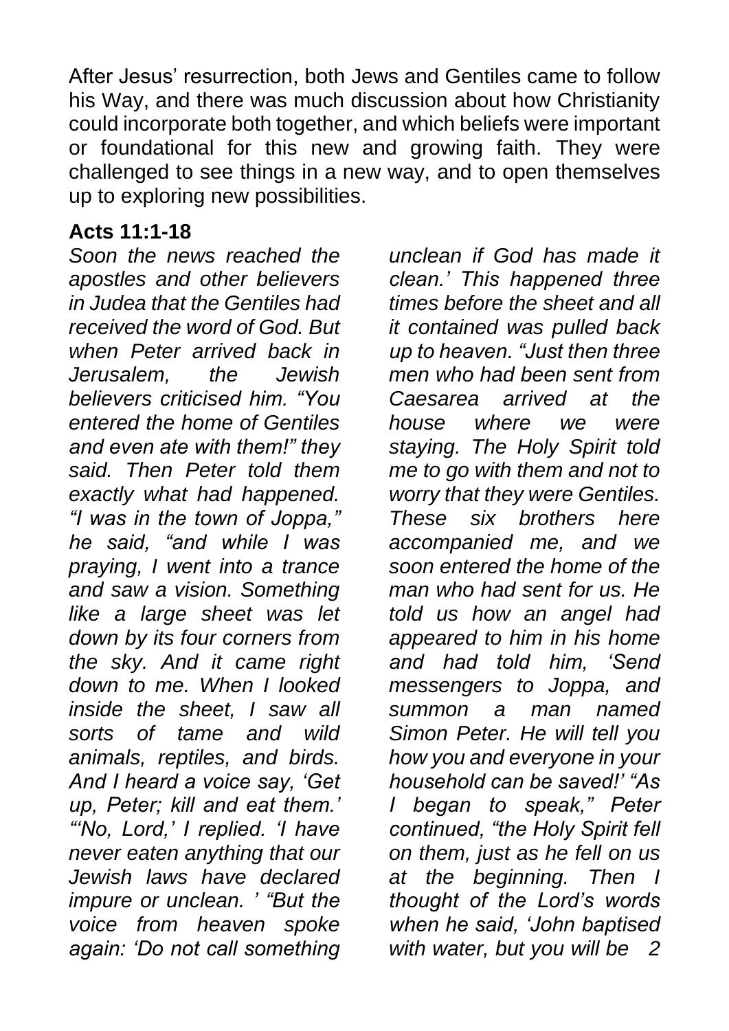After Jesus' resurrection, both Jews and Gentiles came to follow his Way, and there was much discussion about how Christianity could incorporate both together, and which beliefs were important or foundational for this new and growing faith. They were challenged to see things in a new way, and to open themselves up to exploring new possibilities.

**Acts 11:1-18**

*Soon the news reached the apostles and other believers in Judea that the Gentiles had received the word of God. But when Peter arrived back in Jerusalem, the Jewish believers criticised him. "You entered the home of Gentiles and even ate with them!" they said. Then Peter told them exactly what had happened. "I was in the town of Joppa," he said, "and while I was praying, I went into a trance and saw a vision. Something like a large sheet was let down by its four corners from the sky. And it came right down to me. When I looked inside the sheet, I saw all sorts of tame and wild animals, reptiles, and birds. And I heard a voice say, 'Get up, Peter; kill and eat them.' "'No, Lord,' I replied. 'I have never eaten anything that our Jewish laws have declared impure or unclean. ' "But the voice from heaven spoke again: 'Do not call something unclean if God has made it clean.' This happened three times before the sheet and all it contained was pulled back up to heaven. "Just then three men who had been sent from Caesarea arrived at the house where we were staying. The Holy Spirit told me to go with them and not to worry that they were Gentiles. These six brothers here accompanied me, and we soon entered the home of the man who had sent for us. He told us how an angel had appeared to him in his home and had told him, 'Send messengers to Joppa, and summon a man named Simon Peter. He will tell you how you and everyone in your household can be saved!' "As I began to speak," Peter continued, "the Holy Spirit fell on them, just as he fell on us at the beginning. Then I thought of the Lord's words when he said, 'John baptised with water, but you will be*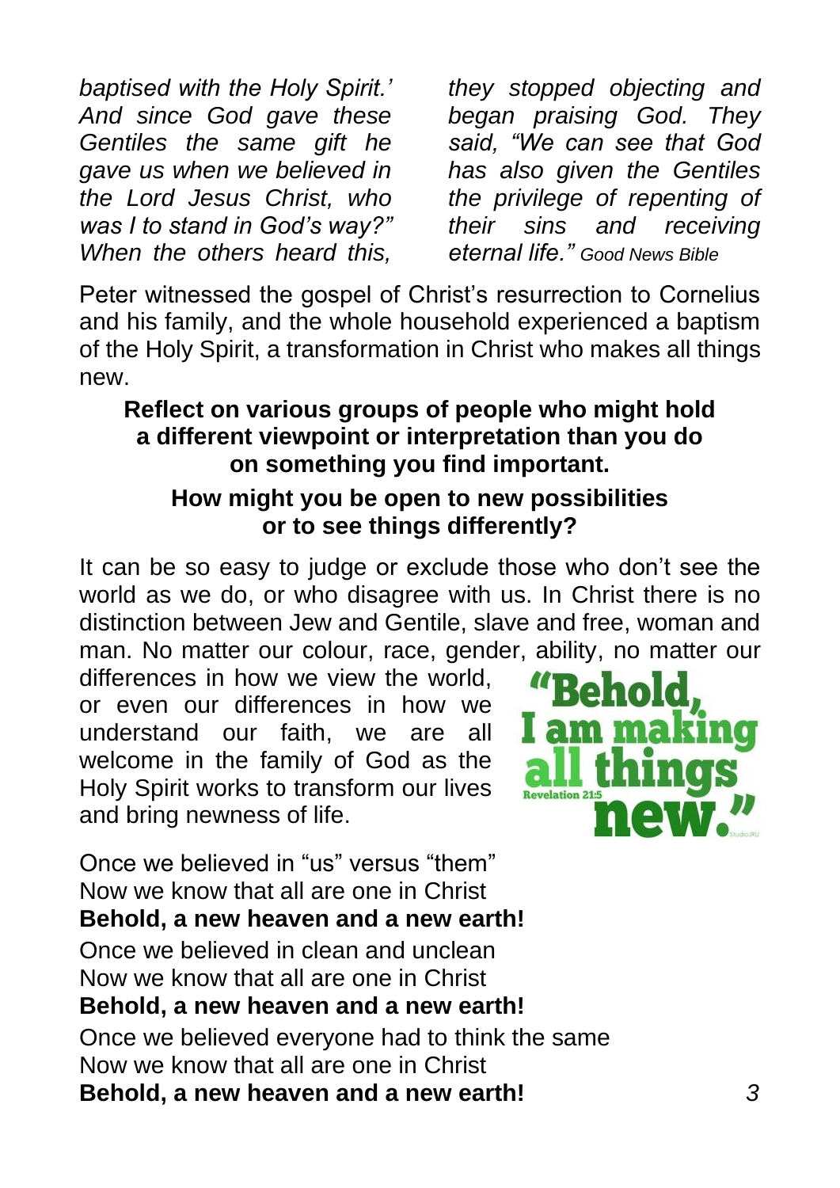*baptised with the Holy Spirit.' And since God gave these Gentiles the same gift he gave us when we believed in the Lord Jesus Christ, who was I to stand in God's way?" When the others heard this, they stopped objecting and began praising God. They said, "We can see that God has also given the Gentiles the privilege of repenting of their sins and receiving eternal life."* Good News Bible

Peter witnessed the gospel of Christ's resurrection to Cornelius and his family, and the whole household experienced a baptism of the Holy Spirit, a transformation in Christ who makes all things new.

**Reflect on various groups of people who might hold a different viewpoint or interpretation than you do on something you find important.**

**How might you be open to new possibilities or to see things differently?**

It can be so easy to judge or exclude those who don't see the world as we do, or who disagree with us. In Christ there is no distinction between Jew and Gentile, slave and free, woman and man. No matter our colour, race, gender, ability, no matter our differences in how we view the world, or even our differences in how we understand our faith, we are all welcome in the family of God as the Holy Spirit works to transform our lives and bring newness of life.

"Behold, I am making all things new." Revelation 21:5

Once we believed in "us" versus "them"
Now we know that all are one in Christ
**Behold, a new heaven and a new earth!**
Once we believed in clean and unclean
Now we know that all are one in Christ
**Behold, a new heaven and a new earth!**
Once we believed everyone had to think the same
Now we know that all are one in Christ
**Behold, a new heaven and a new earth!**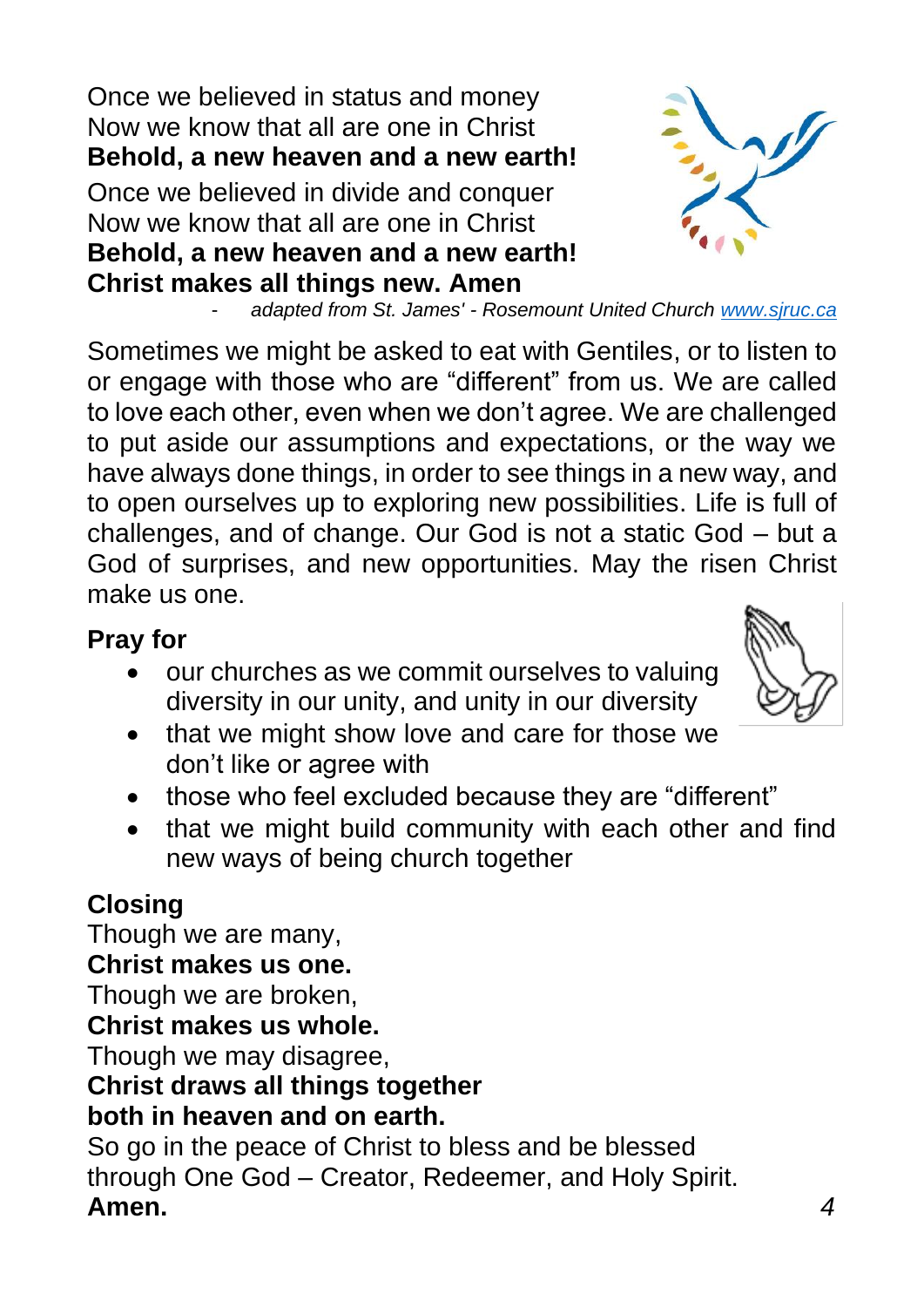Once we believed in status and money
Now we know that all are one in Christ
**Behold, a new heaven and a new earth!**
Once we believed in divide and conquer
Now we know that all are one in Christ
**Behold, a new heaven and a new earth!**
**Christ makes all things new. Amen**

- *adapted from St. James' - Rosemount United Church [www.sjruc.ca](http://www.sjruc.ca)*

Sometimes we might be asked to eat with Gentiles, or to listen to or engage with those who are "different" from us. We are called to love each other, even when we don't agree. We are challenged to put aside our assumptions and expectations, or the way we have always done things, in order to see things in a new way, and to open ourselves up to exploring new possibilities. Life is full of challenges, and of change. Our God is not a static God – but a God of surprises, and new opportunities. May the risen Christ make us one.

## Pray for

- our churches as we commit ourselves to valuing diversity in our unity, and unity in our diversity
- that we might show love and care for those we don't like or agree with
- those who feel excluded because they are "different"
- that we might build community with each other and find new ways of being church together

## Closing

Though we are many,
**Christ makes us one.**
Though we are broken,
**Christ makes us whole.**
Though we may disagree,
**Christ draws all things together**
**both in heaven and on earth.**
So go in the peace of Christ to bless and be blessed
through One God – Creator, Redeemer, and Holy Spirit.
**Amen.**